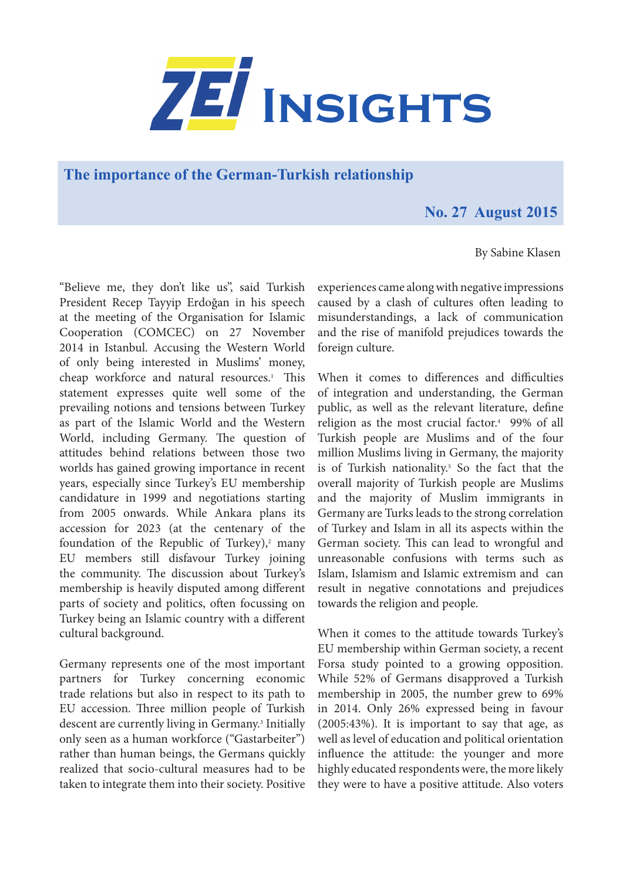ZEI INSIGHTS

# The importance of the German-Turkish relationship

**No. 27 August 2015**

By Sabine Klasen

"Believe me, they don't like us", said Turkish President Recep Tayyip Erdoğan in his speech at the meeting of the Organisation for Islamic Cooperation (COMCEC) on 27 November 2014 in Istanbul. Accusing the Western World of only being interested in Muslims' money, cheap workforce and natural resources.[1] This statement expresses quite well some of the prevailing notions and tensions between Turkey as part of the Islamic World and the Western World, including Germany. The question of attitudes behind relations between those two worlds has gained growing importance in recent years, especially since Turkey's EU membership candidature in 1999 and negotiations starting from 2005 onwards. While Ankara plans its accession for 2023 (at the centenary of the foundation of the Republic of Turkey),[2] many EU members still disfavour Turkey joining the community. The discussion about Turkey's membership is heavily disputed among different parts of society and politics, often focussing on Turkey being an Islamic country with a different cultural background.

Germany represents one of the most important partners for Turkey concerning economic trade relations but also in respect to its path to EU accession. Three million people of Turkish descent are currently living in Germany.[3] Initially only seen as a human workforce ("Gastarbeiter") rather than human beings, the Germans quickly realized that socio-cultural measures had to be taken to integrate them into their society. Positive experiences came along with negative impressions caused by a clash of cultures often leading to misunderstandings, a lack of communication and the rise of manifold prejudices towards the foreign culture.

When it comes to differences and difficulties of integration and understanding, the German public, as well as the relevant literature, define religion as the most crucial factor.[4] 99% of all Turkish people are Muslims and of the four million Muslims living in Germany, the majority is of Turkish nationality.[5] So the fact that the overall majority of Turkish people are Muslims and the majority of Muslim immigrants in Germany are Turks leads to the strong correlation of Turkey and Islam in all its aspects within the German society. This can lead to wrongful and unreasonable confusions with terms such as Islam, Islamism and Islamic extremism and can result in negative connotations and prejudices towards the religion and people.

When it comes to the attitude towards Turkey's EU membership within German society, a recent Forsa study pointed to a growing opposition. While 52% of Germans disapproved a Turkish membership in 2005, the number grew to 69% in 2014. Only 26% expressed being in favour (2005:43%). It is important to say that age, as well as level of education and political orientation influence the attitude: the younger and more highly educated respondents were, the more likely they were to have a positive attitude. Also voters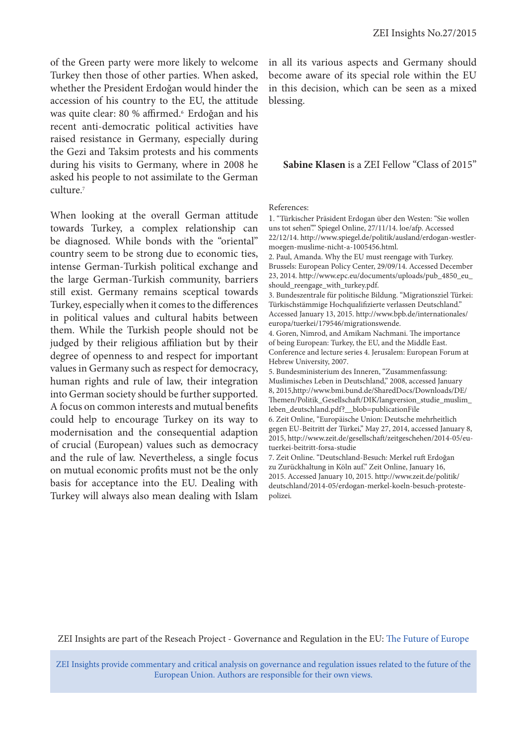of the Green party were more likely to welcome Turkey then those of other parties. When asked, whether the President Erdoğan would hinder the accession of his country to the EU, the attitude was quite clear: 80 % affirmed.[6] Erdoğan and his recent anti-democratic political activities have raised resistance in Germany, especially during the Gezi and Taksim protests and his comments during his visits to Germany, where in 2008 he asked his people to not assimilate to the German culture.[7]

When looking at the overall German attitude towards Turkey, a complex relationship can be diagnosed. While bonds with the "oriental" country seem to be strong due to economic ties, intense German-Turkish political exchange and the large German-Turkish community, barriers still exist. Germany remains sceptical towards Turkey, especially when it comes to the differences in political values and cultural habits between them. While the Turkish people should not be judged by their religious affiliation but by their degree of openness to and respect for important values in Germany such as respect for democracy, human rights and rule of law, their integration into German society should be further supported. A focus on common interests and mutual benefits could help to encourage Turkey on its way to modernisation and the consequential adaption of crucial (European) values such as democracy and the rule of law. Nevertheless, a single focus on mutual economic profits must not be the only basis for acceptance into the EU. Dealing with Turkey will always also mean dealing with Islam in all its various aspects and Germany should become aware of its special role within the EU in this decision, which can be seen as a mixed blessing.

**Sabine Klasen** is a ZEI Fellow "Class of 2015"

References:

1. "Türkischer Präsident Erdogan über den Westen: "Sie wollen uns tot sehen"." Spiegel Online, 27/11/14. loe/afp. Accessed 22/12/14. http://www.spiegel.de/politik/ausland/erdogan-westler-moegen-muslime-nicht-a-1005456.html.
2. Paul, Amanda. Why the EU must reengage with Turkey. Brussels: European Policy Center, 29/09/14. Accessed December 23, 2014. http://www.epc.eu/documents/uploads/pub_4850_eu_should_reengage_with_turkey.pdf.
3. Bundeszentrale für politische Bildung. "Migrationsziel Türkei: Türkischstämmige Hochqualifizierte verlassen Deutschland." Accessed January 13, 2015. http://www.bpb.de/internationales/europa/tuerkei/179546/migrationswende.
4. Goren, Nimrod, and Amikam Nachmani. The importance of being European: Turkey, the EU, and the Middle East. Conference and lecture series 4. Jerusalem: European Forum at Hebrew University, 2007.
5. Bundesministerium des Inneren, "Zusammenfassung: Muslimisches Leben in Deutschland," 2008, accessed January 8, 2015,http://www.bmi.bund.de/SharedDocs/Downloads/DE/Themen/Politik_Gesellschaft/DIK/langversion_studie_muslim_leben_deutschland.pdf?__blob=publicationFile
6. Zeit Online, "Europäische Union: Deutsche mehrheitlich gegen EU-Beitritt der Türkei," May 27, 2014, accessed January 8, 2015, http://www.zeit.de/gesellschaft/zeitgeschehen/2014-05/eu-tuerkei-beitritt-forsa-studie
7. Zeit Online. "Deutschland-Besuch: Merkel ruft Erdoğan zu Zurückhaltung in Köln auf." Zeit Online, January 16, 2015. Accessed January 10, 2015. http://www.zeit.de/politik/deutschland/2014-05/erdogan-merkel-koeln-besuch-proteste-polizei.

ZEI Insights are part of the Reseach Project - Governance and Regulation in the EU: The Future of Europe

ZEI Insights provide commentary and critical analysis on governance and regulation issues related to the future of the European Union. Authors are responsible for their own views.